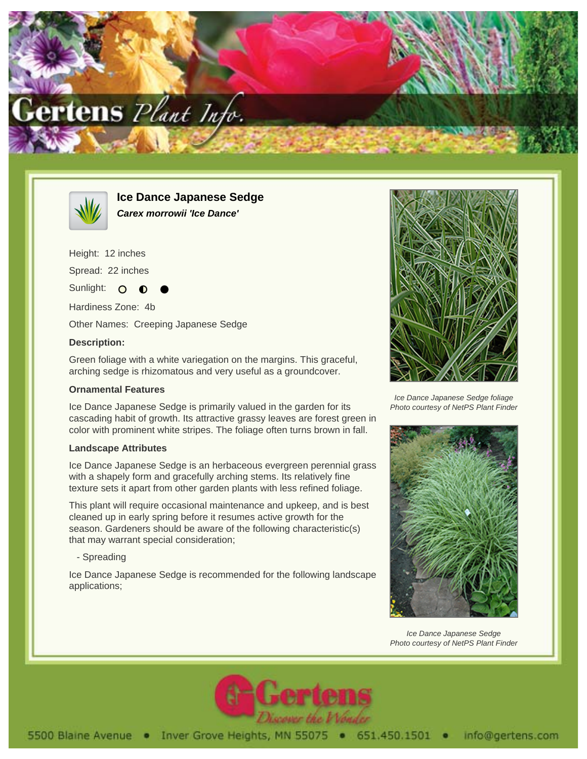# Ice Dance Japanese Sedge

***Carex morrowii 'Ice Dance'***

Height: 12 inches

Spread: 22 inches

Sunlight: ○ ◐ ●

Hardiness Zone: 4b

Other Names: Creeping Japanese Sedge

**Description:**

Green foliage with a white variegation on the margins. This graceful, arching sedge is rhizomatous and very useful as a groundcover.

**Ornamental Features**

Ice Dance Japanese Sedge is primarily valued in the garden for its cascading habit of growth. Its attractive grassy leaves are forest green in color with prominent white stripes. The foliage often turns brown in fall.

**Landscape Attributes**

Ice Dance Japanese Sedge is an herbaceous evergreen perennial grass with a shapely form and gracefully arching stems. Its relatively fine texture sets it apart from other garden plants with less refined foliage.

This plant will require occasional maintenance and upkeep, and is best cleaned up in early spring before it resumes active growth for the season. Gardeners should be aware of the following characteristic(s) that may warrant special consideration;

- Spreading

Ice Dance Japanese Sedge is recommended for the following landscape applications;

*Ice Dance Japanese Sedge foliage*
*Photo courtesy of NetPS Plant Finder*

*Ice Dance Japanese Sedge*
*Photo courtesy of NetPS Plant Finder*

5500 Blaine Avenue • Inver Grove Heights, MN 55075 • 651.450.1501 • info@gertens.com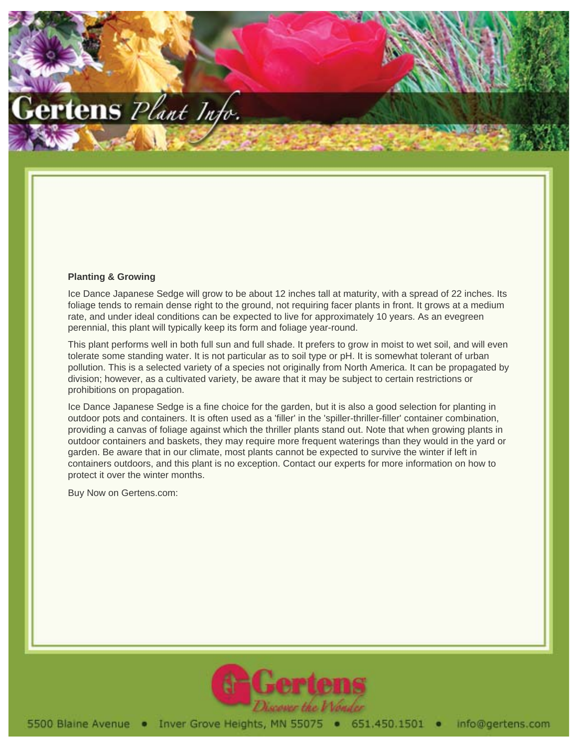**Planting & Growing**

Ice Dance Japanese Sedge will grow to be about 12 inches tall at maturity, with a spread of 22 inches. Its foliage tends to remain dense right to the ground, not requiring facer plants in front. It grows at a medium rate, and under ideal conditions can be expected to live for approximately 10 years. As an evegreen perennial, this plant will typically keep its form and foliage year-round.

This plant performs well in both full sun and full shade. It prefers to grow in moist to wet soil, and will even tolerate some standing water. It is not particular as to soil type or pH. It is somewhat tolerant of urban pollution. This is a selected variety of a species not originally from North America. It can be propagated by division; however, as a cultivated variety, be aware that it may be subject to certain restrictions or prohibitions on propagation.

Ice Dance Japanese Sedge is a fine choice for the garden, but it is also a good selection for planting in outdoor pots and containers. It is often used as a 'filler' in the 'spiller-thriller-filler' container combination, providing a canvas of foliage against which the thriller plants stand out. Note that when growing plants in outdoor containers and baskets, they may require more frequent waterings than they would in the yard or garden. Be aware that in our climate, most plants cannot be expected to survive the winter if left in containers outdoors, and this plant is no exception. Contact our experts for more information on how to protect it over the winter months.

Buy Now on Gertens.com: